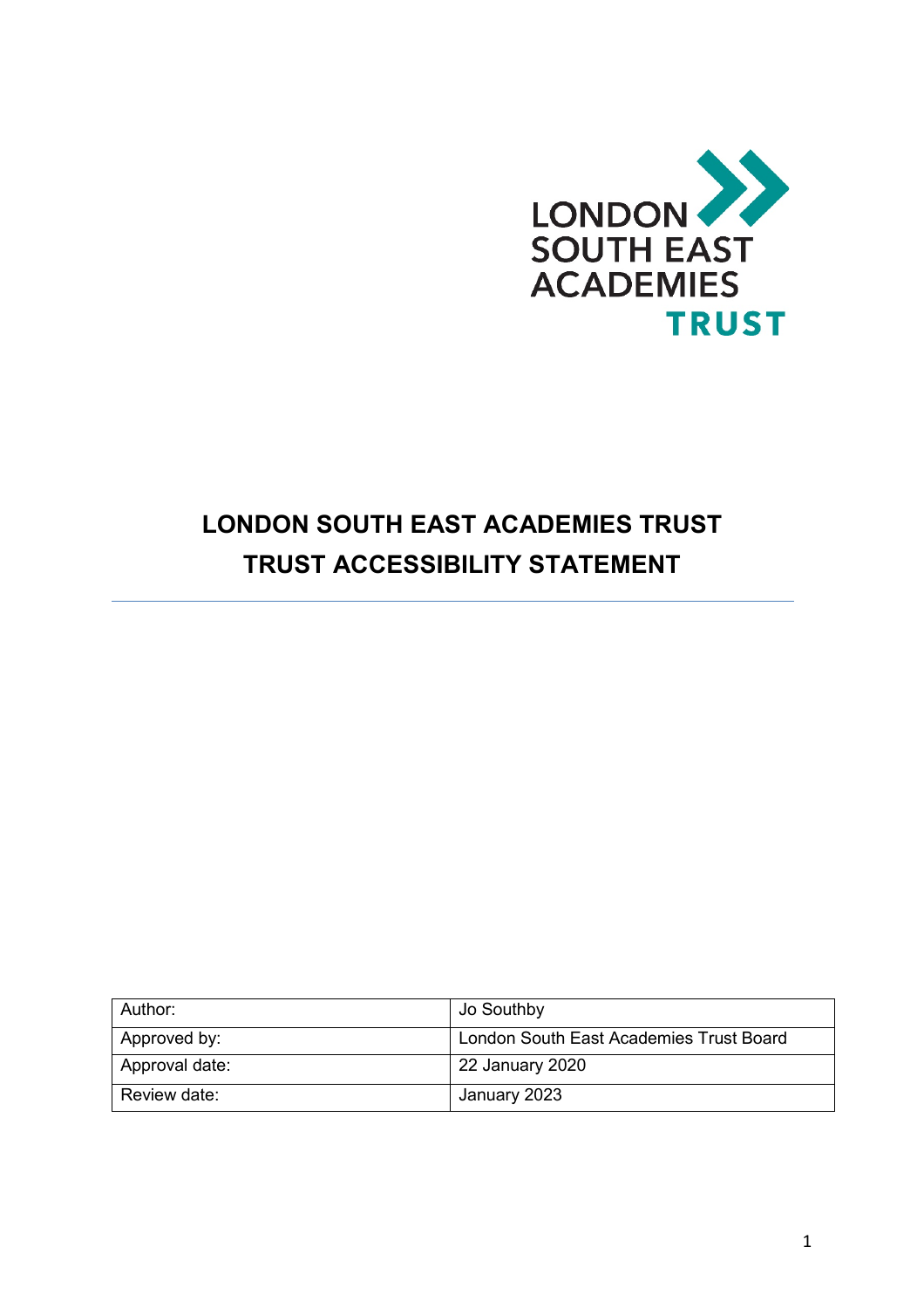LONDON SOUTH EAST ACADEMIES TRUST

# LONDON SOUTH EAST ACADEMIES TRUST
# TRUST ACCESSIBILITY STATEMENT

---

| Author: | Jo Southby |
| --- | --- |
| Approved by: | London South East Academies Trust Board |
| Approval date: | 22 January 2020 |
| Review date: | January 2023 |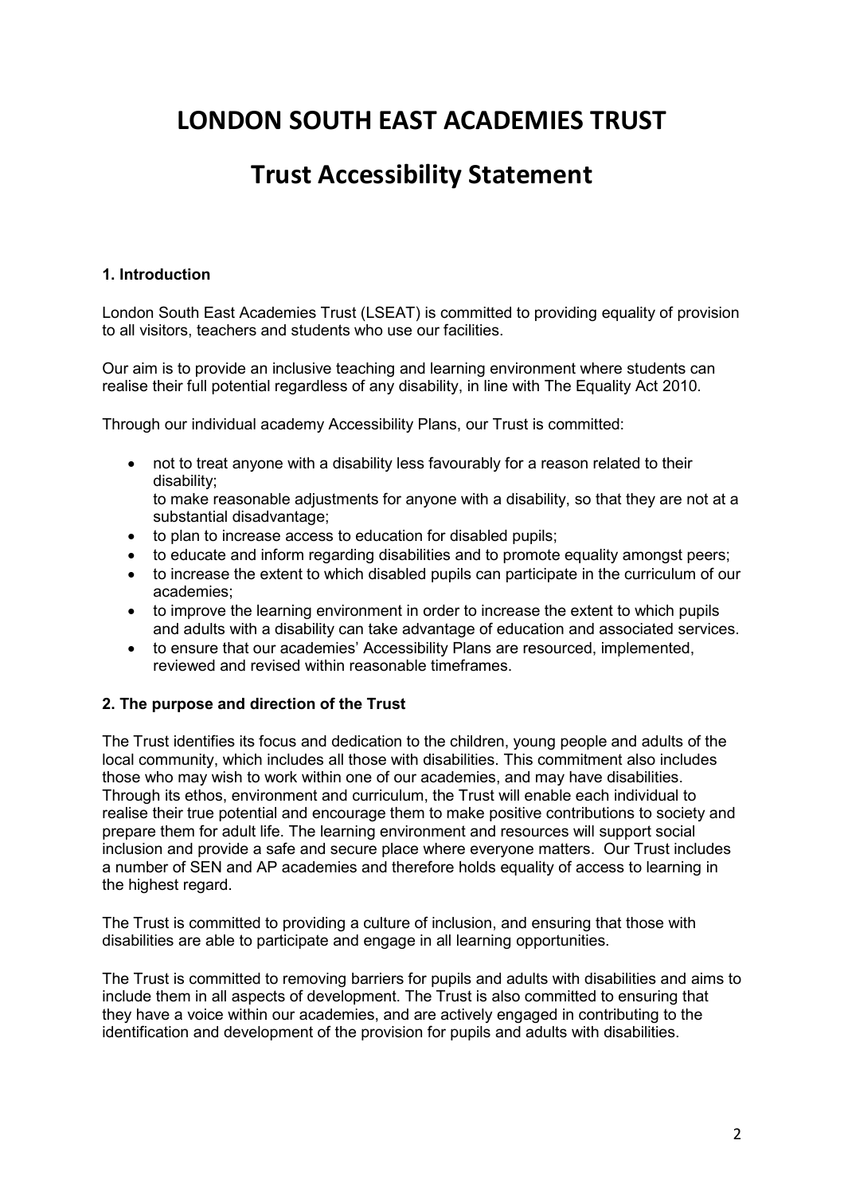# LONDON SOUTH EAST ACADEMIES TRUST

# Trust Accessibility Statement

**1. Introduction**

London South East Academies Trust (LSEAT) is committed to providing equality of provision to all visitors, teachers and students who use our facilities.

Our aim is to provide an inclusive teaching and learning environment where students can realise their full potential regardless of any disability, in line with The Equality Act 2010.

Through our individual academy Accessibility Plans, our Trust is committed:

- not to treat anyone with a disability less favourably for a reason related to their disability;
  to make reasonable adjustments for anyone with a disability, so that they are not at a substantial disadvantage;
- to plan to increase access to education for disabled pupils;
- to educate and inform regarding disabilities and to promote equality amongst peers;
- to increase the extent to which disabled pupils can participate in the curriculum of our academies;
- to improve the learning environment in order to increase the extent to which pupils and adults with a disability can take advantage of education and associated services.
- to ensure that our academies' Accessibility Plans are resourced, implemented, reviewed and revised within reasonable timeframes.

**2. The purpose and direction of the Trust**

The Trust identifies its focus and dedication to the children, young people and adults of the local community, which includes all those with disabilities. This commitment also includes those who may wish to work within one of our academies, and may have disabilities. Through its ethos, environment and curriculum, the Trust will enable each individual to realise their true potential and encourage them to make positive contributions to society and prepare them for adult life. The learning environment and resources will support social inclusion and provide a safe and secure place where everyone matters. Our Trust includes a number of SEN and AP academies and therefore holds equality of access to learning in the highest regard.

The Trust is committed to providing a culture of inclusion, and ensuring that those with disabilities are able to participate and engage in all learning opportunities.

The Trust is committed to removing barriers for pupils and adults with disabilities and aims to include them in all aspects of development. The Trust is also committed to ensuring that they have a voice within our academies, and are actively engaged in contributing to the identification and development of the provision for pupils and adults with disabilities.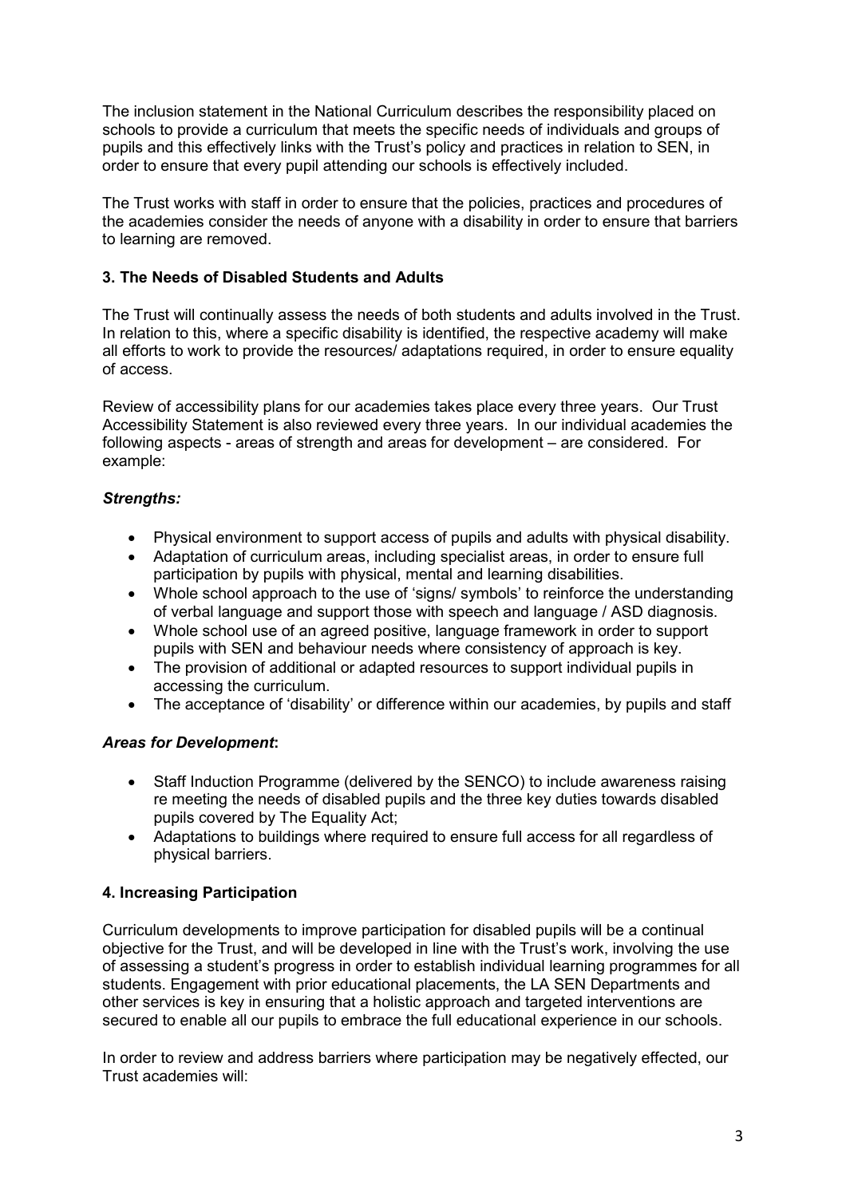The inclusion statement in the National Curriculum describes the responsibility placed on schools to provide a curriculum that meets the specific needs of individuals and groups of pupils and this effectively links with the Trust's policy and practices in relation to SEN, in order to ensure that every pupil attending our schools is effectively included.

The Trust works with staff in order to ensure that the policies, practices and procedures of the academies consider the needs of anyone with a disability in order to ensure that barriers to learning are removed.

### 3. The Needs of Disabled Students and Adults

The Trust will continually assess the needs of both students and adults involved in the Trust. In relation to this, where a specific disability is identified, the respective academy will make all efforts to work to provide the resources/ adaptations required, in order to ensure equality of access.

Review of accessibility plans for our academies takes place every three years. Our Trust Accessibility Statement is also reviewed every three years. In our individual academies the following aspects - areas of strength and areas for development – are considered. For example:

***Strengths:***

- Physical environment to support access of pupils and adults with physical disability.
- Adaptation of curriculum areas, including specialist areas, in order to ensure full participation by pupils with physical, mental and learning disabilities.
- Whole school approach to the use of 'signs/ symbols' to reinforce the understanding of verbal language and support those with speech and language / ASD diagnosis.
- Whole school use of an agreed positive, language framework in order to support pupils with SEN and behaviour needs where consistency of approach is key.
- The provision of additional or adapted resources to support individual pupils in accessing the curriculum.
- The acceptance of 'disability' or difference within our academies, by pupils and staff

***Areas for Development*:**

- Staff Induction Programme (delivered by the SENCO) to include awareness raising re meeting the needs of disabled pupils and the three key duties towards disabled pupils covered by The Equality Act;
- Adaptations to buildings where required to ensure full access for all regardless of physical barriers.

### 4. Increasing Participation

Curriculum developments to improve participation for disabled pupils will be a continual objective for the Trust, and will be developed in line with the Trust's work, involving the use of assessing a student's progress in order to establish individual learning programmes for all students. Engagement with prior educational placements, the LA SEN Departments and other services is key in ensuring that a holistic approach and targeted interventions are secured to enable all our pupils to embrace the full educational experience in our schools.

In order to review and address barriers where participation may be negatively effected, our Trust academies will: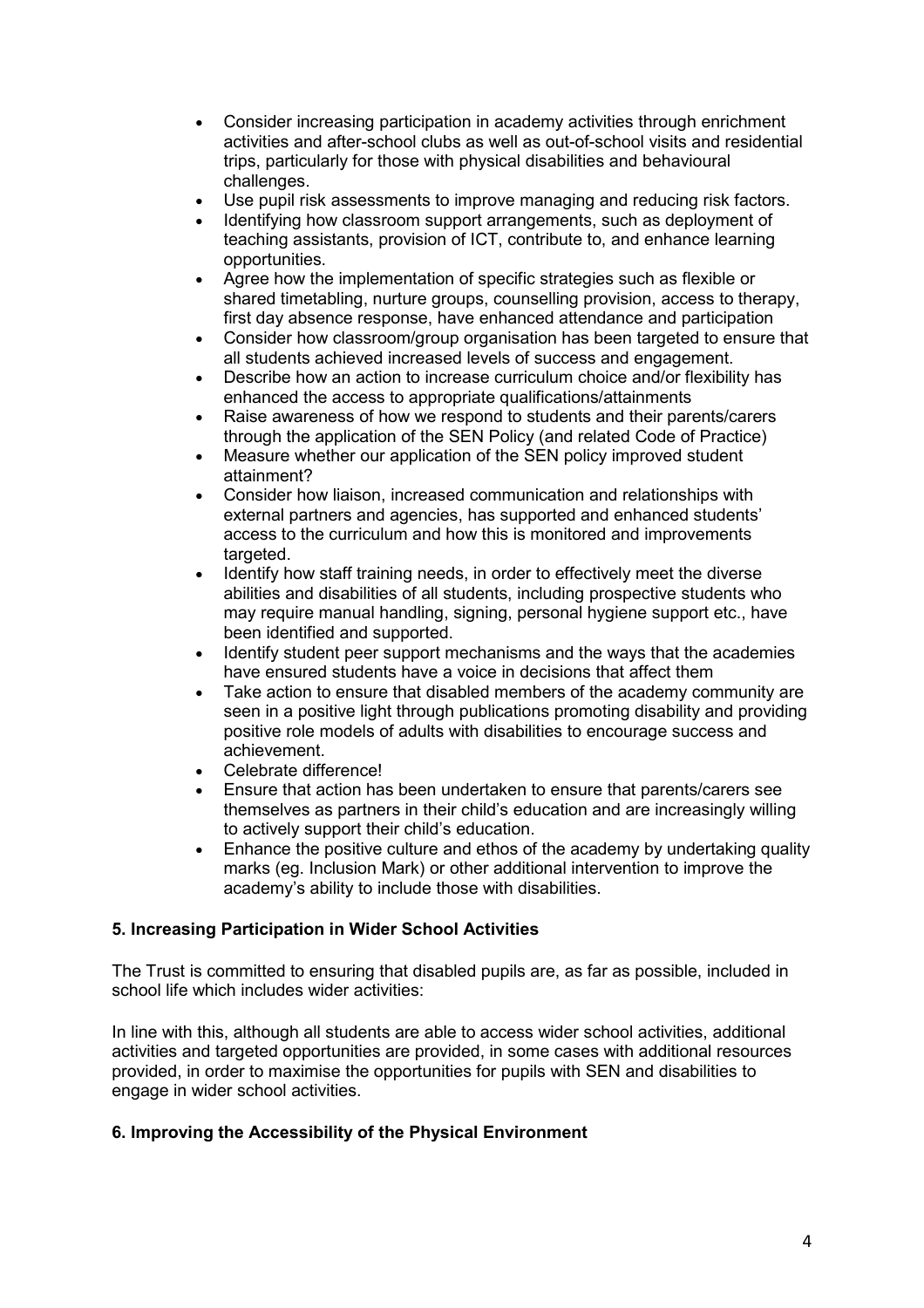- Consider increasing participation in academy activities through enrichment activities and after-school clubs as well as out-of-school visits and residential trips, particularly for those with physical disabilities and behavioural challenges.
- Use pupil risk assessments to improve managing and reducing risk factors.
- Identifying how classroom support arrangements, such as deployment of teaching assistants, provision of ICT, contribute to, and enhance learning opportunities.
- Agree how the implementation of specific strategies such as flexible or shared timetabling, nurture groups, counselling provision, access to therapy, first day absence response, have enhanced attendance and participation
- Consider how classroom/group organisation has been targeted to ensure that all students achieved increased levels of success and engagement.
- Describe how an action to increase curriculum choice and/or flexibility has enhanced the access to appropriate qualifications/attainments
- Raise awareness of how we respond to students and their parents/carers through the application of the SEN Policy (and related Code of Practice)
- Measure whether our application of the SEN policy improved student attainment?
- Consider how liaison, increased communication and relationships with external partners and agencies, has supported and enhanced students' access to the curriculum and how this is monitored and improvements targeted.
- Identify how staff training needs, in order to effectively meet the diverse abilities and disabilities of all students, including prospective students who may require manual handling, signing, personal hygiene support etc., have been identified and supported.
- Identify student peer support mechanisms and the ways that the academies have ensured students have a voice in decisions that affect them
- Take action to ensure that disabled members of the academy community are seen in a positive light through publications promoting disability and providing positive role models of adults with disabilities to encourage success and achievement.
- Celebrate difference!
- Ensure that action has been undertaken to ensure that parents/carers see themselves as partners in their child's education and are increasingly willing to actively support their child's education.
- Enhance the positive culture and ethos of the academy by undertaking quality marks (eg. Inclusion Mark) or other additional intervention to improve the academy's ability to include those with disabilities.

**5. Increasing Participation in Wider School Activities**

The Trust is committed to ensuring that disabled pupils are, as far as possible, included in school life which includes wider activities:

In line with this, although all students are able to access wider school activities, additional activities and targeted opportunities are provided, in some cases with additional resources provided, in order to maximise the opportunities for pupils with SEN and disabilities to engage in wider school activities.

**6. Improving the Accessibility of the Physical Environment**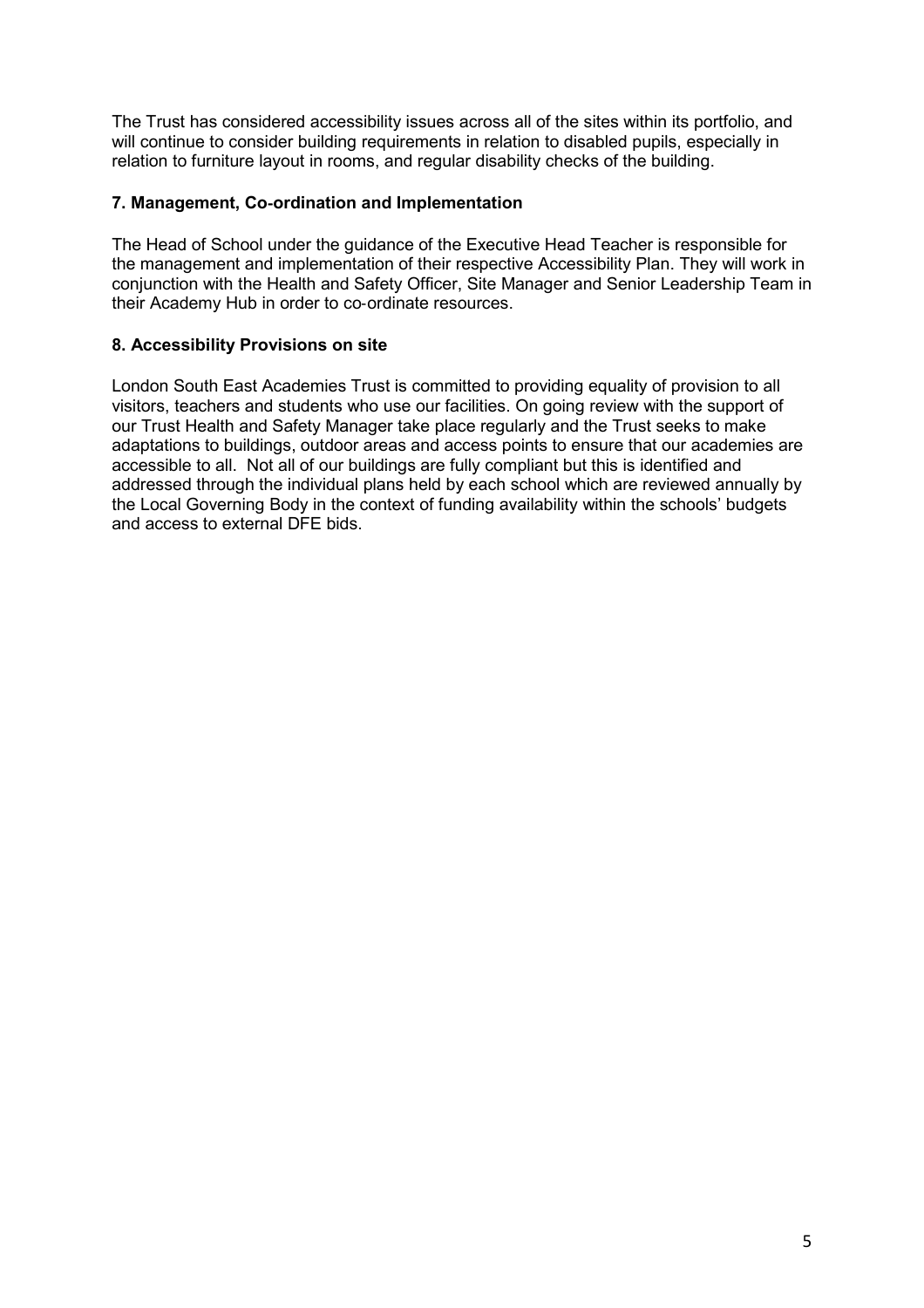The Trust has considered accessibility issues across all of the sites within its portfolio, and will continue to consider building requirements in relation to disabled pupils, especially in relation to furniture layout in rooms, and regular disability checks of the building.

### 7. Management, Co-ordination and Implementation

The Head of School under the guidance of the Executive Head Teacher is responsible for the management and implementation of their respective Accessibility Plan. They will work in conjunction with the Health and Safety Officer, Site Manager and Senior Leadership Team in their Academy Hub in order to co-ordinate resources.

### 8. Accessibility Provisions on site

London South East Academies Trust is committed to providing equality of provision to all visitors, teachers and students who use our facilities. On going review with the support of our Trust Health and Safety Manager take place regularly and the Trust seeks to make adaptations to buildings, outdoor areas and access points to ensure that our academies are accessible to all. Not all of our buildings are fully compliant but this is identified and addressed through the individual plans held by each school which are reviewed annually by the Local Governing Body in the context of funding availability within the schools' budgets and access to external DFE bids.